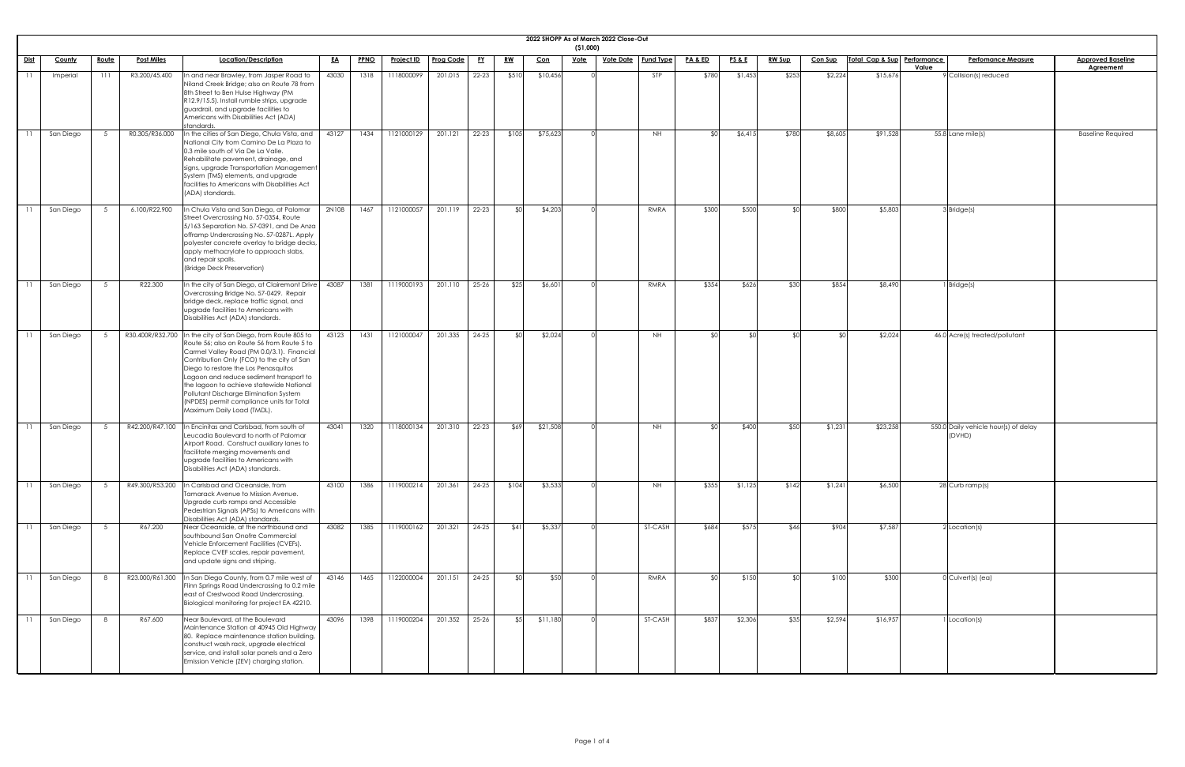# 2022 SHOPP As of March 2022 Close-Out

($1,000)

| Dist | County | Route | Post Miles | Location/Description | EA | PPNO | Project ID | Prog Code | FY | RW | Con | Vote | Vote Date | Fund Type | PA & ED | PS & E | RW Sup | Con Sup | Total Cap & Sup | Performance Value | Perfomance Measure | Approved Baseline Agreement |
|---|---|---|---|---|---|---|---|---|---|---|---|---|---|---|---|---|---|---|---|---|---|---|
| 11 | Imperial | 111 | R3.200/45.400 | In and near Brawley, from Jasper Road to Niland Creek Bridge; also on Route 78 from 8th Street to Ben Hulse Highway (PM R12.9/15.5). Install rumble strips, upgrade guardrail, and upgrade facilities to Americans with Disabilities Act (ADA) standards. | 43030 | 1318 | 1118000099 | 201.015 | 22-23 | $510 | $10,456 | 0 | | STP | $780 | $1,453 | $253 | $2,224 | $15,676 | 9 | Collision(s) reduced | |
| 11 | San Diego | 5 | R0.305/R36.000 | In the cities of San Diego, Chula Vista, and National City from Camino De La Plaza to 0.3 mile south of Via De La Valle. Rehabilitate pavement, drainage, and signs, upgrade Transportation Management System (TMS) elements, and upgrade facilities to Americans with Disabilities Act (ADA) standards. | 43127 | 1434 | 1121000129 | 201.121 | 22-23 | $105 | $75,623 | 0 | | NH | $0 | $6,415 | $780 | $8,605 | $91,528 | 55.8 | Lane mile(s) | Baseline Required |
| 11 | San Diego | 5 | 6.100/R22.900 | In Chula Vista and San Diego, at Palomar Street Overcrossing No. 57-0354, Route 5/163 Separation No. 57-0391, and De Anza offramp Undercrossing No. 57-0287L. Apply polyester concrete overlay to bridge decks, apply methacrylate to approach slabs, and repair spalls. (Bridge Deck Preservation) | 2N108 | 1467 | 1121000057 | 201.119 | 22-23 | $0 | $4,203 | 0 | | RMRA | $300 | $500 | $0 | $800 | $5,803 | 3 | Bridge(s) | |
| 11 | San Diego | 5 | R22.300 | In the city of San Diego, at Clairemont Drive Overcrossing Bridge No. 57-0429. Repair bridge deck, replace traffic signal, and upgrade facilities to Americans with Disabilities Act (ADA) standards. | 43087 | 1381 | 1119000193 | 201.110 | 25-26 | $25 | $6,601 | 0 | | RMRA | $354 | $626 | $30 | $854 | $8,490 | 1 | Bridge(s) | |
| 11 | San Diego | 5 | R30.400R/R32.700 | In the city of San Diego, from Route 805 to Route 56; also on Route 56 from Route 5 to Carmel Valley Road (PM 0.0/3.1). Financial Contribution Only (FCO) to the city of San Diego to restore the Los Penasquitos Lagoon and reduce sediment transport to the lagoon to achieve statewide National Pollutant Discharge Elimination System (NPDES) permit compliance units for Total Maximum Daily Load (TMDL). | 43123 | 1431 | 1121000047 | 201.335 | 24-25 | $0 | $2,024 | 0 | | NH | $0 | $0 | $0 | $0 | $2,024 | 46.0 | Acre(s) treated/pollutant | |
| 11 | San Diego | 5 | R42.200/R47.100 | In Encinitas and Carlsbad, from south of Leucadia Boulevard to north of Palomar Airport Road. Construct auxiliary lanes to facilitate merging movements and upgrade facilities to Americans with Disabilities Act (ADA) standards. | 43041 | 1320 | 1118000134 | 201.310 | 22-23 | $69 | $21,508 | 0 | | NH | $0 | $400 | $50 | $1,231 | $23,258 | 550.0 | Daily vehicle hour(s) of delay (DVHD) | |
| 11 | San Diego | 5 | R49.300/R53.200 | In Carlsbad and Oceanside, from Tamarack Avenue to Mission Avenue. Upgrade curb ramps and Accessible Pedestrian Signals (APSs) to Americans with Disabilities Act (ADA) standards. | 43100 | 1386 | 1119000214 | 201.361 | 24-25 | $104 | $3,533 | 0 | | NH | $355 | $1,125 | $142 | $1,241 | $6,500 | 28 | Curb ramp(s) | |
| 11 | San Diego | 5 | R67.200 | Near Oceanside, at the northbound and southbound San Onofre Commercial Vehicle Enforcement Facilities (CVEFs). Replace CVEF scales, repair pavement, and update signs and striping. | 43082 | 1385 | 1119000162 | 201.321 | 24-25 | $41 | $5,337 | 0 | | ST-CASH | $684 | $575 | $46 | $904 | $7,587 | 2 | Location(s) | |
| 11 | San Diego | 8 | R23.000/R61.300 | In San Diego County, from 0.7 mile west of Flinn Springs Road Undercrossing to 0.2 mile east of Crestwood Road Undercrossing. Biological monitoring for project EA 42210. | 43146 | 1465 | 1122000004 | 201.151 | 24-25 | $0 | $50 | 0 | | RMRA | $0 | $150 | $0 | $100 | $300 | 0 | Culvert(s) (ea) | |
| 11 | San Diego | 8 | R67.600 | Near Boulevard, at the Boulevard Maintenance Station at 40945 Old Highway 80. Replace maintenance station building, construct wash rack, upgrade electrical service, and install solar panels and a Zero Emission Vehicle (ZEV) charging station. | 43096 | 1398 | 1119000204 | 201.352 | 25-26 | $5 | $11,180 | 0 | | ST-CASH | $837 | $2,306 | $35 | $2,594 | $16,957 | 1 | Location(s) | |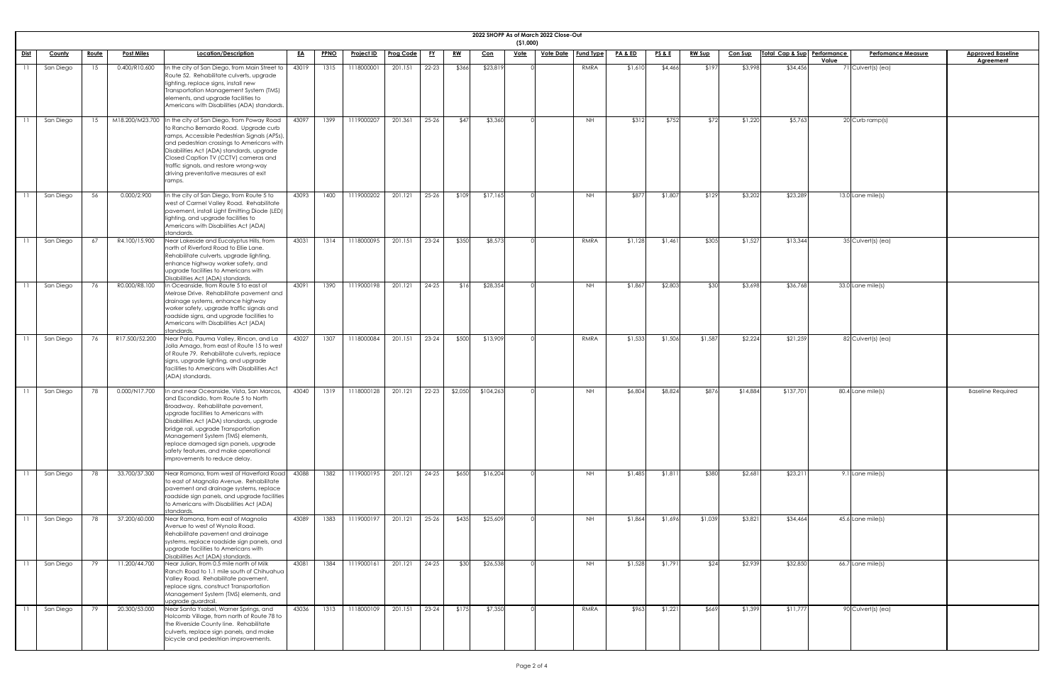## 2022 SHOPP As of March 2022 Close-Out

**($1,000)**

| Dist | County | Route | Post Miles | Location/Description | EA | PPNO | Project ID | Prog Code | FY | RW | Con | Vote | Vote Date | Fund Type | PA & ED | PS & E | RW Sup | Con Sup | Total Cap & Sup | Performance Value | Perfomance Measure | Approved Baseline Agreement |
|---|---|---|---|---|---|---|---|---|---|---|---|---|---|---|---|---|---|---|---|---|---|---|
| 11 | San Diego | 15 | 0.400/R10.600 | In the city of San Diego, from Main Street to Route 52. Rehabilitate culverts, upgrade lighting, replace signs, install new Transportation Management System (TMS) elements, and upgrade facilities to Americans with Disabilities (ADA) standards. | 43019 | 1315 | 1118000001 | 201.151 | 22-23 | $366 | $23,819 | 0 | | RMRA | $1,610 | $4,466 | $197 | $3,998 | $34,456 | 71 | Culvert(s) (ea) | |
| 11 | San Diego | 15 | M18.200/M23.700 | In the city of San Diego, from Poway Road to Rancho Bernardo Road. Upgrade curb ramps, Accessible Pedestrian Signals (APSs), and pedestrian crossings to Americans with Disabilities Act (ADA) standards, upgrade Closed Caption TV (CCTV) cameras and traffic signals, and restore wrong-way driving preventative measures at exit ramps. | 43097 | 1399 | 1119000207 | 201.361 | 25-26 | $47 | $3,360 | 0 | | NH | $312 | $752 | $72 | $1,220 | $5,763 | 20 | Curb ramp(s) | |
| 11 | San Diego | 56 | 0.000/2.900 | In the city of San Diego, from Route 5 to west of Carmel Valley Road. Rehabilitate pavement, install Light Emitting Diode (LED) lighting, and upgrade facilities to Americans with Disabilities Act (ADA) standards. | 43093 | 1400 | 1119000202 | 201.121 | 25-26 | $109 | $17,165 | 0 | | NH | $877 | $1,807 | $129 | $3,202 | $23,289 | 13.0 | Lane mile(s) | |
| 11 | San Diego | 67 | R4.100/15.900 | Near Lakeside and Eucalyptus Hills, from north of Riverford Road to Ellie Lane. Rehabilitate culverts, upgrade lighting, enhance highway worker safety, and upgrade facilities to Americans with Disabilities Act (ADA) standards. | 43031 | 1314 | 1118000095 | 201.151 | 23-24 | $350 | $8,573 | 0 | | RMRA | $1,128 | $1,461 | $305 | $1,527 | $13,344 | 35 | Culvert(s) (ea) | |
| 11 | San Diego | 76 | R0.000/R8.100 | In Oceanside, from Route 5 to east of Melrose Drive. Rehabilitate pavement and drainage systems, enhance highway worker safety, upgrade traffic signals and roadside signs, and upgrade facilities to Americans with Disabilities Act (ADA) standards. | 43091 | 1390 | 1119000198 | 201.121 | 24-25 | $16 | $28,354 | 0 | | NH | $1,867 | $2,803 | $30 | $3,698 | $36,768 | 33.0 | Lane mile(s) | |
| 11 | San Diego | 76 | R17.500/52.200 | Near Pala, Pauma Valley, Rincon, and La Jolla Amago, from east of Route 15 to west of Route 79. Rehabilitate culverts, replace signs, upgrade lighting, and upgrade facilities to Americans with Disabilities Act (ADA) standards. | 43027 | 1307 | 1118000084 | 201.151 | 23-24 | $500 | $13,909 | 0 | | RMRA | $1,533 | $1,506 | $1,587 | $2,224 | $21,259 | 82 | Culvert(s) (ea) | |
| 11 | San Diego | 78 | 0.000/N17.700 | In and near Oceanside, Vista, San Marcos, and Escondido, from Route 5 to North Broadway. Rehabilitate pavement, upgrade facilities to Americans with Disabilities Act (ADA) standards, upgrade bridge rail, upgrade Transportation Management System (TMS) elements, replace damaged sign panels, upgrade safety features, and make operational improvements to reduce delay. | 43040 | 1319 | 1118000128 | 201.121 | 22-23 | $2,050 | $104,263 | 0 | | NH | $6,804 | $8,824 | $876 | $14,884 | $137,701 | 80.4 | Lane mile(s) | Baseline Required |
| 11 | San Diego | 78 | 33.700/37.300 | Near Ramona, from west of Haverford Road to east of Magnolia Avenue. Rehabilitate pavement and drainage systems, replace roadside sign panels, and upgrade facilities to Americans with Disabilities Act (ADA) standards. | 43088 | 1382 | 1119000195 | 201.121 | 24-25 | $650 | $16,204 | 0 | | NH | $1,485 | $1,811 | $380 | $2,681 | $23,211 | 9.1 | Lane mile(s) | |
| 11 | San Diego | 78 | 37.200/60.000 | Near Ramona, from east of Magnolia Avenue to west of Wynola Road. Rehabilitate pavement and drainage systems, replace roadside sign panels, and upgrade facilities to Americans with Disabilities Act (ADA) standards. | 43089 | 1383 | 1119000197 | 201.121 | 25-26 | $435 | $25,609 | 0 | | NH | $1,864 | $1,696 | $1,039 | $3,821 | $34,464 | 45.6 | Lane mile(s) | |
| 11 | San Diego | 79 | 11.200/44.700 | Near Julian, from 0.5 mile north of Milk Ranch Road to 1.1 mile south of Chihuahua Valley Road. Rehabilitate pavement, replace signs, construct Transportation Management System (TMS) elements, and upgrade guardrail. | 43081 | 1384 | 1119000161 | 201.121 | 24-25 | $30 | $26,538 | 0 | | NH | $1,528 | $1,791 | $24 | $2,939 | $32,850 | 66.7 | Lane mile(s) | |
| 11 | San Diego | 79 | 20.300/53.000 | Near Santa Ysabel, Warner Springs, and Holcomb Village, from north of Route 78 to the Riverside County line. Rehabilitate culverts, replace sign panels, and make bicycle and pedestrian improvements. | 43036 | 1313 | 1118000109 | 201.151 | 23-24 | $175 | $7,350 | 0 | | RMRA | $963 | $1,221 | $669 | $1,399 | $11,777 | 90 | Culvert(s) (ea) | |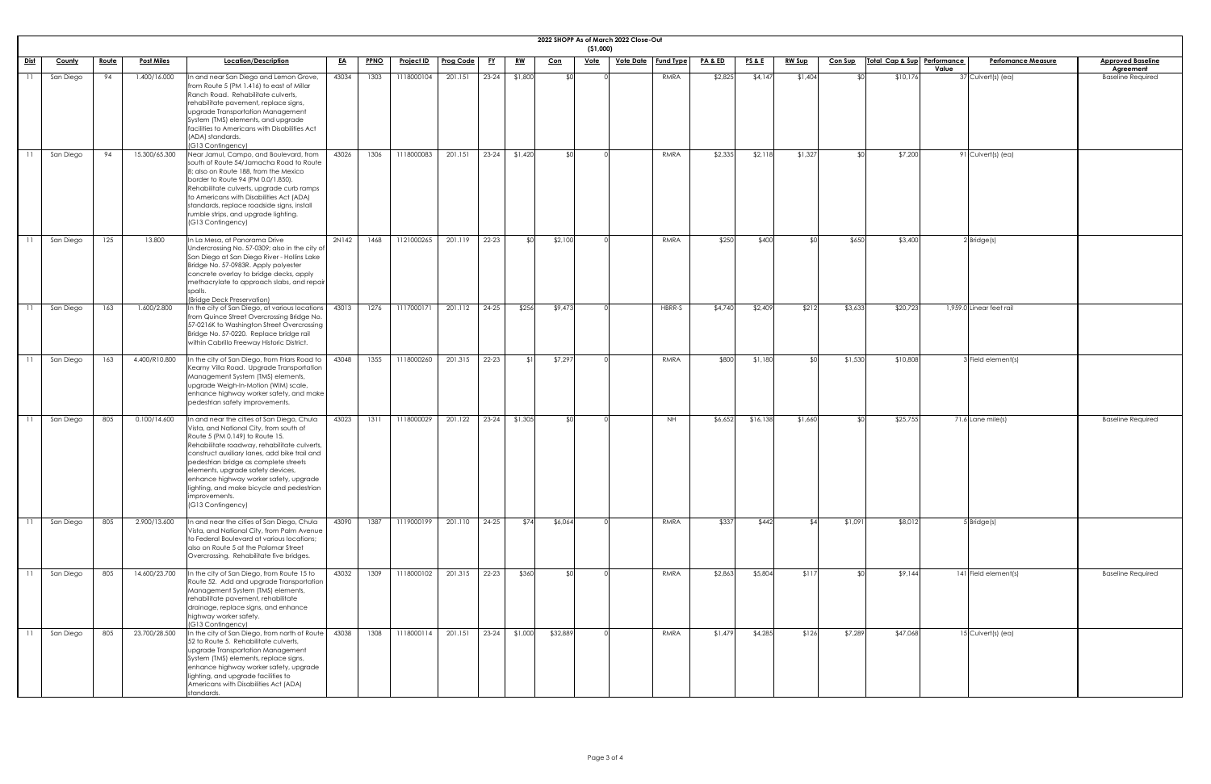**2022 SHOPP As of March 2022 Close-Out**

**($1,000)**

| Dist | County | Route | Post Miles | Location/Description | EA | PPNO | Project ID | Prog Code | FY | RW | Con | Vote | Vote Date | Fund Type | PA & ED | PS & E | RW Sup | Con Sup | Total Cap & Sup | Performance Value | Perfomance Measure | Approved Baseline Agreement |
|---|---|---|---|---|---|---|---|---|---|---|---|---|---|---|---|---|---|---|---|---|---|---|
| 11 | San Diego | 94 | 1.400/16.000 | In and near San Diego and Lemon Grove, from Route 5 (PM 1.416) to east of Millar Ranch Road. Rehabilitate culverts, rehabilitate pavement, replace signs, upgrade Transportation Management System (TMS) elements, and upgrade facilities to Americans with Disabilities Act (ADA) standards. (G13 Contingency) | 43034 | 1303 | 1118000104 | 201.151 | 23-24 | $1,800 | $0 | 0 | | RMRA | $2,825 | $4,147 | $1,404 | $0 | $10,176 | 37 | Culvert(s) (ea) | Baseline Required |
| 11 | San Diego | 94 | 15.300/65.300 | Near Jamul, Campo, and Boulevard, from south of Route 54/Jamacha Road to Route 8; also on Route 188, from the Mexico border to Route 94 (PM 0.0/1.850). Rehabilitate culverts, upgrade curb ramps to Americans with Disabilities Act (ADA) standards, replace roadside signs, install rumble strips, and upgrade lighting. (G13 Contingency) | 43026 | 1306 | 1118000083 | 201.151 | 23-24 | $1,420 | $0 | 0 | | RMRA | $2,335 | $2,118 | $1,327 | $0 | $7,200 | 91 | Culvert(s) (ea) | |
| 11 | San Diego | 125 | 13.800 | In La Mesa, at Panorama Drive Undercrossing No. 57-0309; also in the city of San Diego at San Diego River - Hollins Lake Bridge No. 57-0983R. Apply polyester concrete overlay to bridge decks, apply methacrylate to approach slabs, and repair spalls. (Bridge Deck Preservation) | 2N142 | 1468 | 1121000265 | 201.119 | 22-23 | $0 | $2,100 | 0 | | RMRA | $250 | $400 | $0 | $650 | $3,400 | 2 | Bridge(s) | |
| 11 | San Diego | 163 | 1.600/2.800 | In the city of San Diego, at various locations from Quince Street Overcrossing Bridge No. 57-0216K to Washington Street Overcrossing Bridge No. 57-0220. Replace bridge rail within Cabrillo Freeway Historic District. | 43013 | 1276 | 1117000171 | 201.112 | 24-25 | $256 | $9,473 | 0 | | HBRR-S | $4,740 | $2,409 | $212 | $3,633 | $20,723 | 1,959.0 | Linear feet rail | |
| 11 | San Diego | 163 | 4.400/R10.800 | In the city of San Diego, from Friars Road to Kearny Villa Road. Upgrade Transportation Management System (TMS) elements, upgrade Weigh-In-Motion (WIM) scale, enhance highway worker safety, and make pedestrian safety improvements. | 43048 | 1355 | 1118000260 | 201.315 | 22-23 | $1 | $7,297 | 0 | | RMRA | $800 | $1,180 | $0 | $1,530 | $10,808 | 3 | Field element(s) | |
| 11 | San Diego | 805 | 0.100/14.600 | In and near the cities of San Diego, Chula Vista, and National City, from south of Route 5 (PM 0.149) to Route 15. Rehabilitate roadway, rehabilitate culverts, construct auxiliary lanes, add bike trail and pedestrian bridge as complete streets elements, upgrade safety devices, enhance highway worker safety, upgrade lighting, and make bicycle and pedestrian improvements. (G13 Contingency) | 43023 | 1311 | 1118000029 | 201.122 | 23-24 | $1,305 | $0 | 0 | | NH | $6,652 | $16,138 | $1,660 | $0 | $25,755 | 71.6 | Lane mile(s) | Baseline Required |
| 11 | San Diego | 805 | 2.900/13.600 | In and near the cities of San Diego, Chula Vista, and National City, from Palm Avenue to Federal Boulevard at various locations; also on Route 5 at the Palomar Street Overcrossing. Rehabilitate five bridges. | 43090 | 1387 | 1119000199 | 201.110 | 24-25 | $74 | $6,064 | 0 | | RMRA | $337 | $442 | $4 | $1,091 | $8,012 | 5 | Bridge(s) | |
| 11 | San Diego | 805 | 14.600/23.700 | In the city of San Diego, from Route 15 to Route 52. Add and upgrade Transportation Management System (TMS) elements, rehabilitate pavement, rehabilitate drainage, replace signs, and enhance highway worker safety. (G13 Contingency) | 43032 | 1309 | 1118000102 | 201.315 | 22-23 | $360 | $0 | 0 | | RMRA | $2,863 | $5,804 | $117 | $0 | $9,144 | 141 | Field element(s) | Baseline Required |
| 11 | San Diego | 805 | 23.700/28.500 | In the city of San Diego, from north of Route 52 to Route 5. Rehabilitate culverts, upgrade Transportation Management System (TMS) elements, replace signs, enhance highway worker safety, upgrade lighting, and upgrade facilities to Americans with Disabilities Act (ADA) standards. | 43038 | 1308 | 1118000114 | 201.151 | 23-24 | $1,000 | $32,889 | 0 | | RMRA | $1,479 | $4,285 | $126 | $7,289 | $47,068 | 15 | Culvert(s) (ea) | |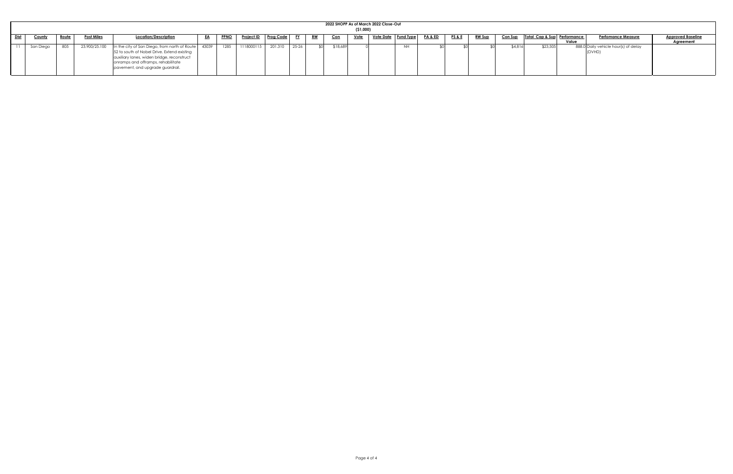**2022 SHOPP As of March 2022 Close-Out**

**($1,000)**

| Dist | County | Route | Post Miles | Location/Description | EA | PPNO | Project ID | Prog Code | FY | RW | Con | Vote | Vote Date | Fund Type | PA & ED | PS & E | RW Sup | Con Sup | Total Cap & Sup | Performance Value | Perfomance Measure | Approved Baseline Agreement |
|---|---|---|---|---|---|---|---|---|---|---|---|---|---|---|---|---|---|---|---|---|---|---|
| 11 | San Diego | 805 | 23.900/25.100 | In the city of San Diego, from north of Route 52 to south of Nobel Drive. Extend existing auxiliary lanes, widen bridge, reconstruct onramps and offramps, rehabilitate pavement, and upgrade guardrail. | 43039 | 1285 | 1118000115 | 201.310 | 25-26 | $0 | $18,689 | 0 | | NH | $0 | $0 | $0 | $4,816 | $23,505 | 888.0 | Daily vehicle hour(s) of delay (DVHD) | |